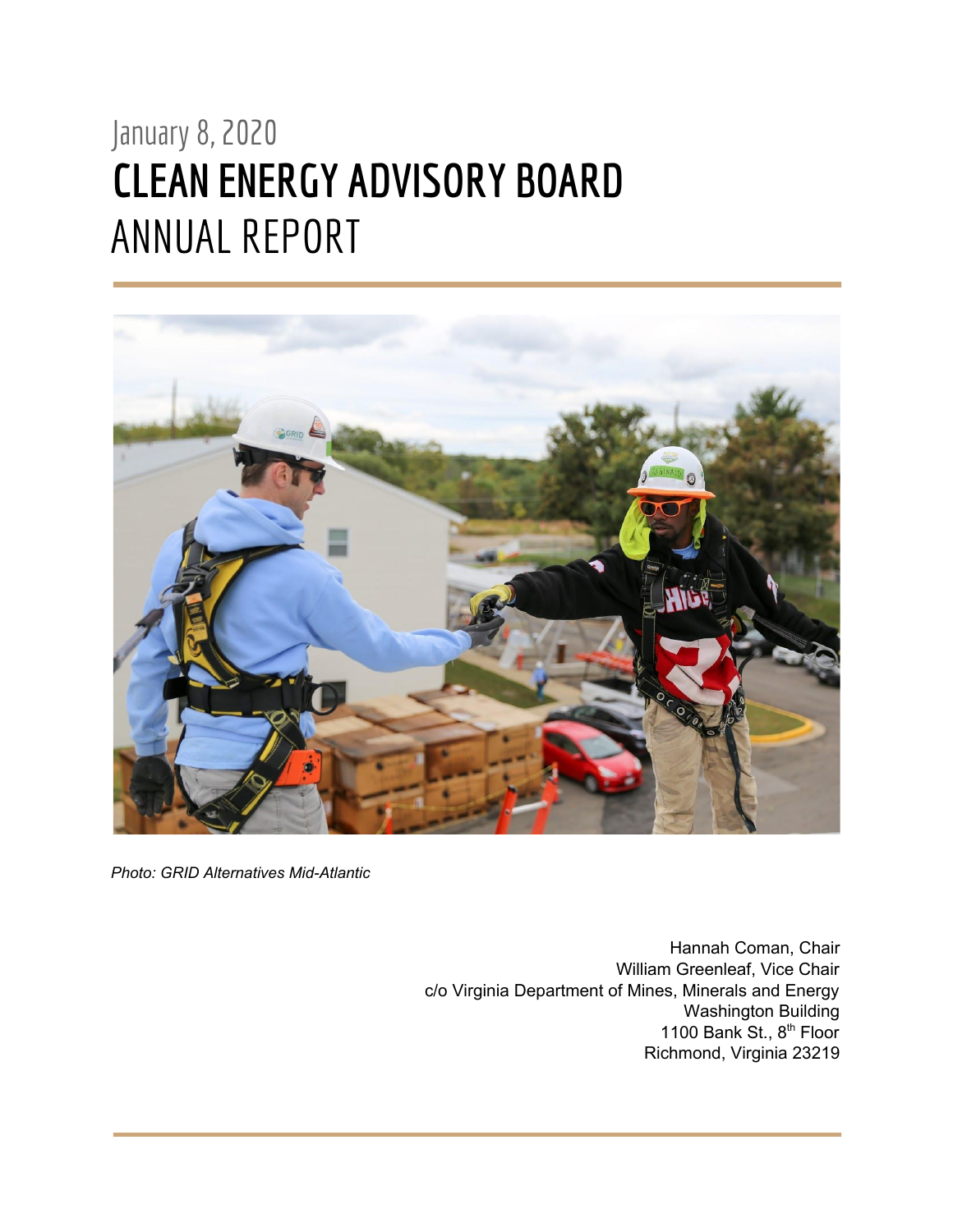January 8, 2020

# CLEAN ENERGY ADVISORY BOARD
# ANNUAL REPORT

*Photo: GRID Alternatives Mid-Atlantic*

Hannah Coman, Chair
William Greenleaf, Vice Chair
c/o Virginia Department of Mines, Minerals and Energy
Washington Building
1100 Bank St., 8th Floor
Richmond, Virginia 23219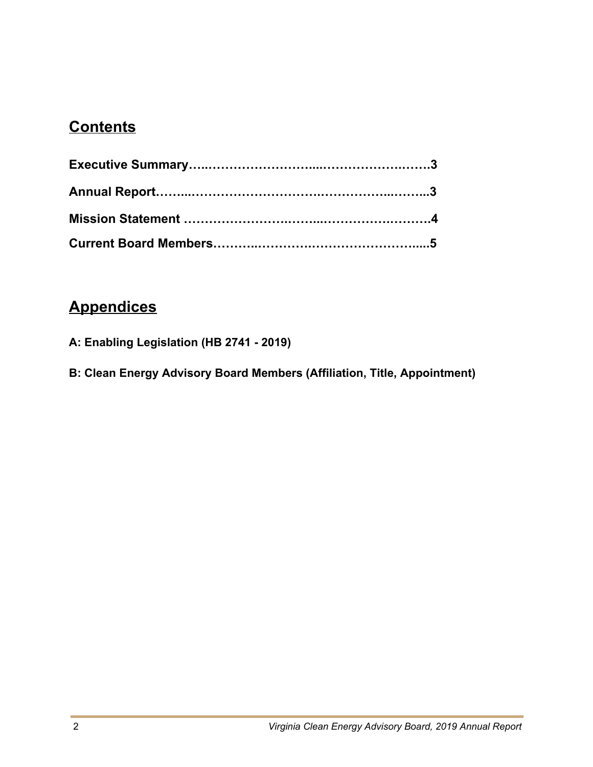## Contents

**Executive Summary…..……………………...…………………..…….3**

**Annual Report……..……………………….……………...……..3**

**Mission Statement ………………….…...……………….……….4**

**Current Board Members………..………….…………………......5**

## Appendices

**A: Enabling Legislation (HB 2741 - 2019)**

**B: Clean Energy Advisory Board Members (Affiliation, Title, Appointment)**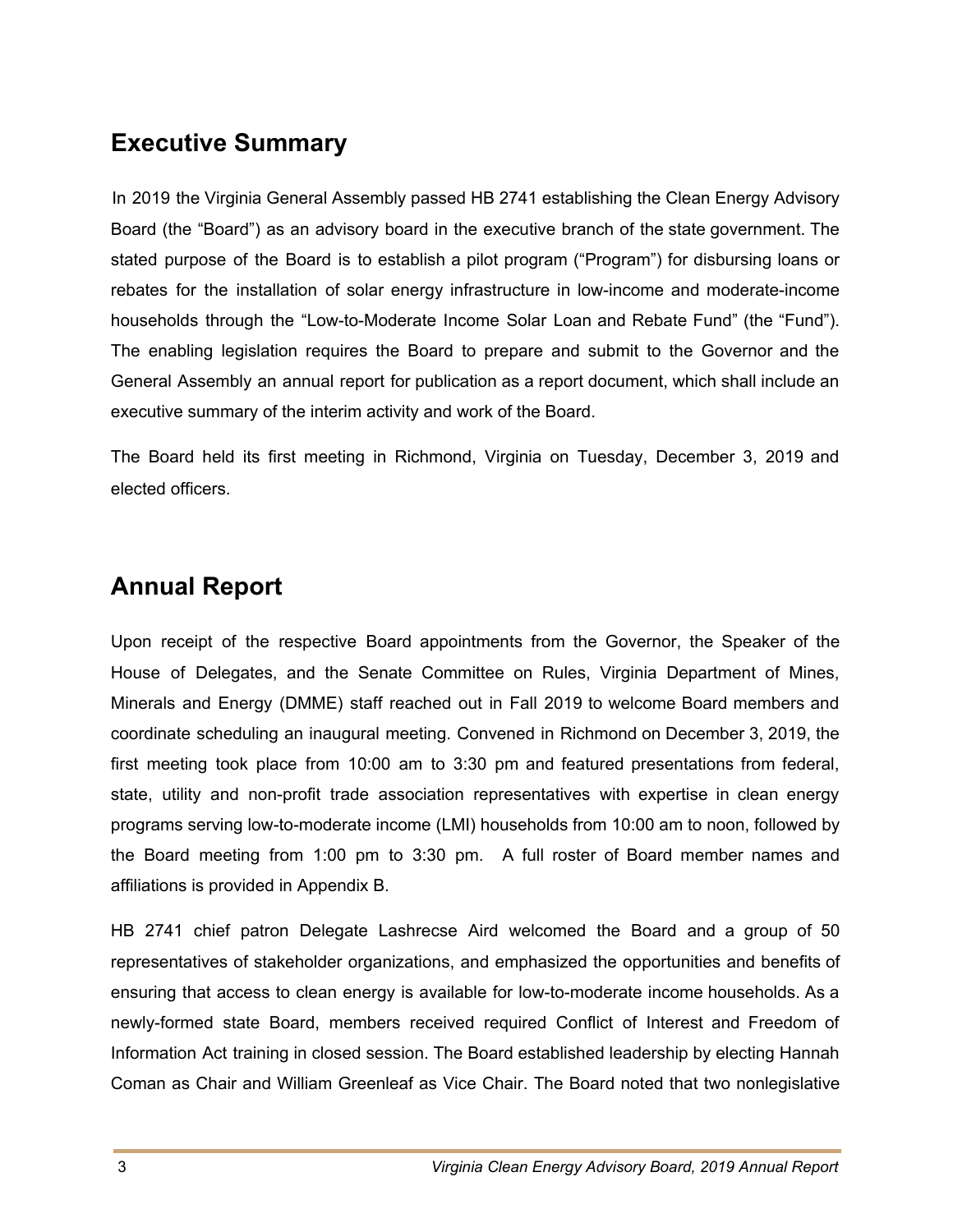## Executive Summary

In 2019 the Virginia General Assembly passed HB 2741 establishing the Clean Energy Advisory Board (the "Board") as an advisory board in the executive branch of the state government. The stated purpose of the Board is to establish a pilot program ("Program") for disbursing loans or rebates for the installation of solar energy infrastructure in low-income and moderate-income households through the "Low-to-Moderate Income Solar Loan and Rebate Fund" (the "Fund"). The enabling legislation requires the Board to prepare and submit to the Governor and the General Assembly an annual report for publication as a report document, which shall include an executive summary of the interim activity and work of the Board.

The Board held its first meeting in Richmond, Virginia on Tuesday, December 3, 2019 and elected officers.

## Annual Report

Upon receipt of the respective Board appointments from the Governor, the Speaker of the House of Delegates, and the Senate Committee on Rules, Virginia Department of Mines, Minerals and Energy (DMME) staff reached out in Fall 2019 to welcome Board members and coordinate scheduling an inaugural meeting. Convened in Richmond on December 3, 2019, the first meeting took place from 10:00 am to 3:30 pm and featured presentations from federal, state, utility and non-profit trade association representatives with expertise in clean energy programs serving low-to-moderate income (LMI) households from 10:00 am to noon, followed by the Board meeting from 1:00 pm to 3:30 pm. A full roster of Board member names and affiliations is provided in Appendix B.

HB 2741 chief patron Delegate Lashrecse Aird welcomed the Board and a group of 50 representatives of stakeholder organizations, and emphasized the opportunities and benefits of ensuring that access to clean energy is available for low-to-moderate income households. As a newly-formed state Board, members received required Conflict of Interest and Freedom of Information Act training in closed session. The Board established leadership by electing Hannah Coman as Chair and William Greenleaf as Vice Chair. The Board noted that two nonlegislative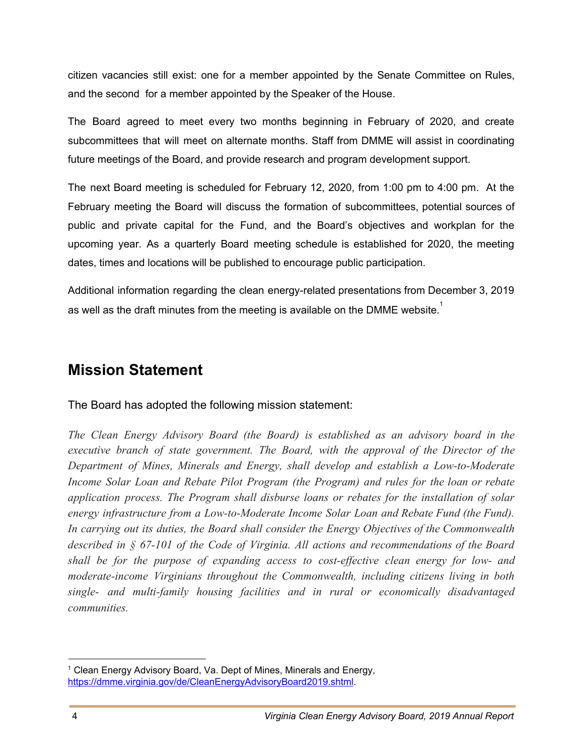citizen vacancies still exist: one for a member appointed by the Senate Committee on Rules, and the second for a member appointed by the Speaker of the House.

The Board agreed to meet every two months beginning in February of 2020, and create subcommittees that will meet on alternate months. Staff from DMME will assist in coordinating future meetings of the Board, and provide research and program development support.

The next Board meeting is scheduled for February 12, 2020, from 1:00 pm to 4:00 pm. At the February meeting the Board will discuss the formation of subcommittees, potential sources of public and private capital for the Fund, and the Board's objectives and workplan for the upcoming year. As a quarterly Board meeting schedule is established for 2020, the meeting dates, times and locations will be published to encourage public participation.

Additional information regarding the clean energy-related presentations from December 3, 2019 as well as the draft minutes from the meeting is available on the DMME website.[1]

## Mission Statement

The Board has adopted the following mission statement:

*The Clean Energy Advisory Board (the Board) is established as an advisory board in the executive branch of state government. The Board, with the approval of the Director of the Department of Mines, Minerals and Energy, shall develop and establish a Low-to-Moderate Income Solar Loan and Rebate Pilot Program (the Program) and rules for the loan or rebate application process. The Program shall disburse loans or rebates for the installation of solar energy infrastructure from a Low-to-Moderate Income Solar Loan and Rebate Fund (the Fund). In carrying out its duties, the Board shall consider the Energy Objectives of the Commonwealth described in § 67-101 of the Code of Virginia. All actions and recommendations of the Board shall be for the purpose of expanding access to cost-effective clean energy for low- and moderate-income Virginians throughout the Commonwealth, including citizens living in both single- and multi-family housing facilities and in rural or economically disadvantaged communities.*

---

[1] Clean Energy Advisory Board, Va. Dept of Mines, Minerals and Energy, https://dmme.virginia.gov/de/CleanEnergyAdvisoryBoard2019.shtml.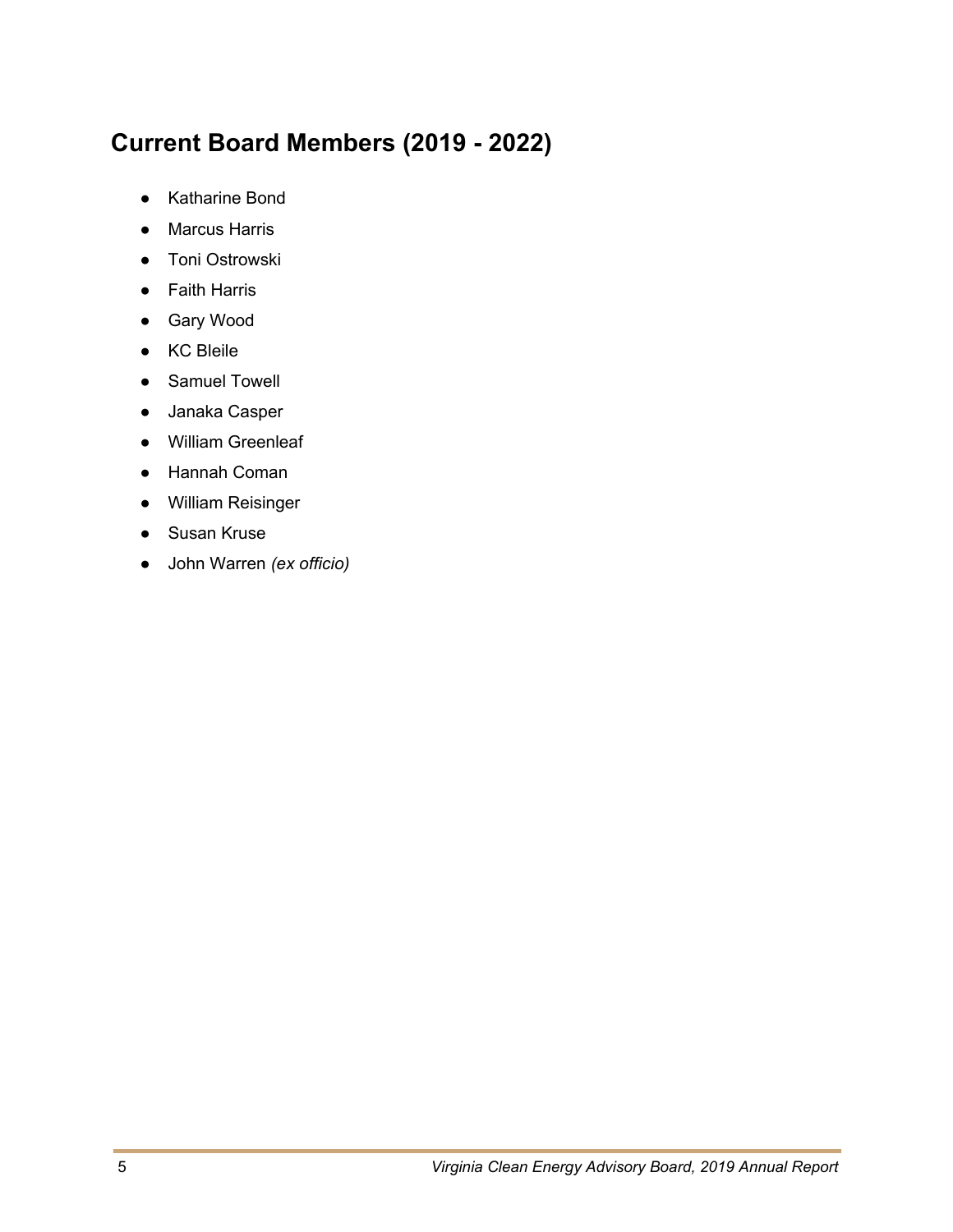## Current Board Members (2019 - 2022)

- Katharine Bond
- Marcus Harris
- Toni Ostrowski
- Faith Harris
- Gary Wood
- KC Bleile
- Samuel Towell
- Janaka Casper
- William Greenleaf
- Hannah Coman
- William Reisinger
- Susan Kruse
- John Warren *(ex officio)*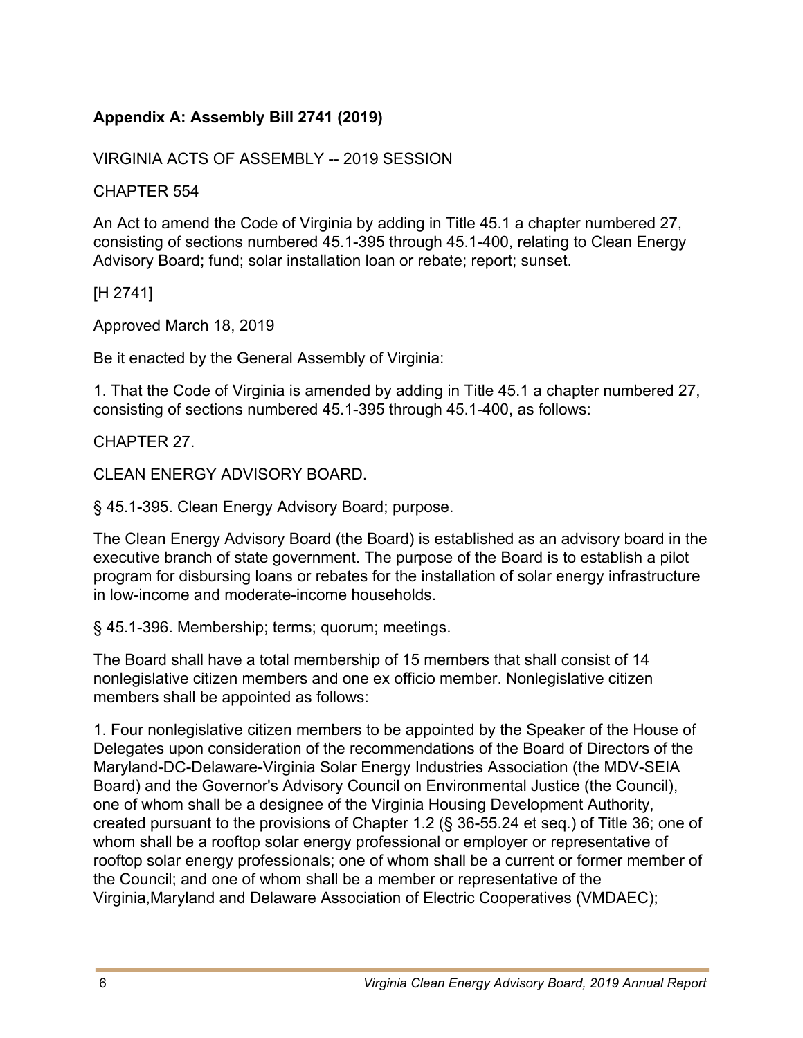**Appendix A: Assembly Bill 2741 (2019)**

VIRGINIA ACTS OF ASSEMBLY -- 2019 SESSION

CHAPTER 554

An Act to amend the Code of Virginia by adding in Title 45.1 a chapter numbered 27, consisting of sections numbered 45.1-395 through 45.1-400, relating to Clean Energy Advisory Board; fund; solar installation loan or rebate; report; sunset.

[H 2741]

Approved March 18, 2019

Be it enacted by the General Assembly of Virginia:

1. That the Code of Virginia is amended by adding in Title 45.1 a chapter numbered 27, consisting of sections numbered 45.1-395 through 45.1-400, as follows:

CHAPTER 27.

CLEAN ENERGY ADVISORY BOARD.

§ 45.1-395. Clean Energy Advisory Board; purpose.

The Clean Energy Advisory Board (the Board) is established as an advisory board in the executive branch of state government. The purpose of the Board is to establish a pilot program for disbursing loans or rebates for the installation of solar energy infrastructure in low-income and moderate-income households.

§ 45.1-396. Membership; terms; quorum; meetings.

The Board shall have a total membership of 15 members that shall consist of 14 nonlegislative citizen members and one ex officio member. Nonlegislative citizen members shall be appointed as follows:

1. Four nonlegislative citizen members to be appointed by the Speaker of the House of Delegates upon consideration of the recommendations of the Board of Directors of the Maryland-DC-Delaware-Virginia Solar Energy Industries Association (the MDV-SEIA Board) and the Governor's Advisory Council on Environmental Justice (the Council), one of whom shall be a designee of the Virginia Housing Development Authority, created pursuant to the provisions of Chapter 1.2 (§ 36-55.24 et seq.) of Title 36; one of whom shall be a rooftop solar energy professional or employer or representative of rooftop solar energy professionals; one of whom shall be a current or former member of the Council; and one of whom shall be a member or representative of the Virginia,Maryland and Delaware Association of Electric Cooperatives (VMDAEC);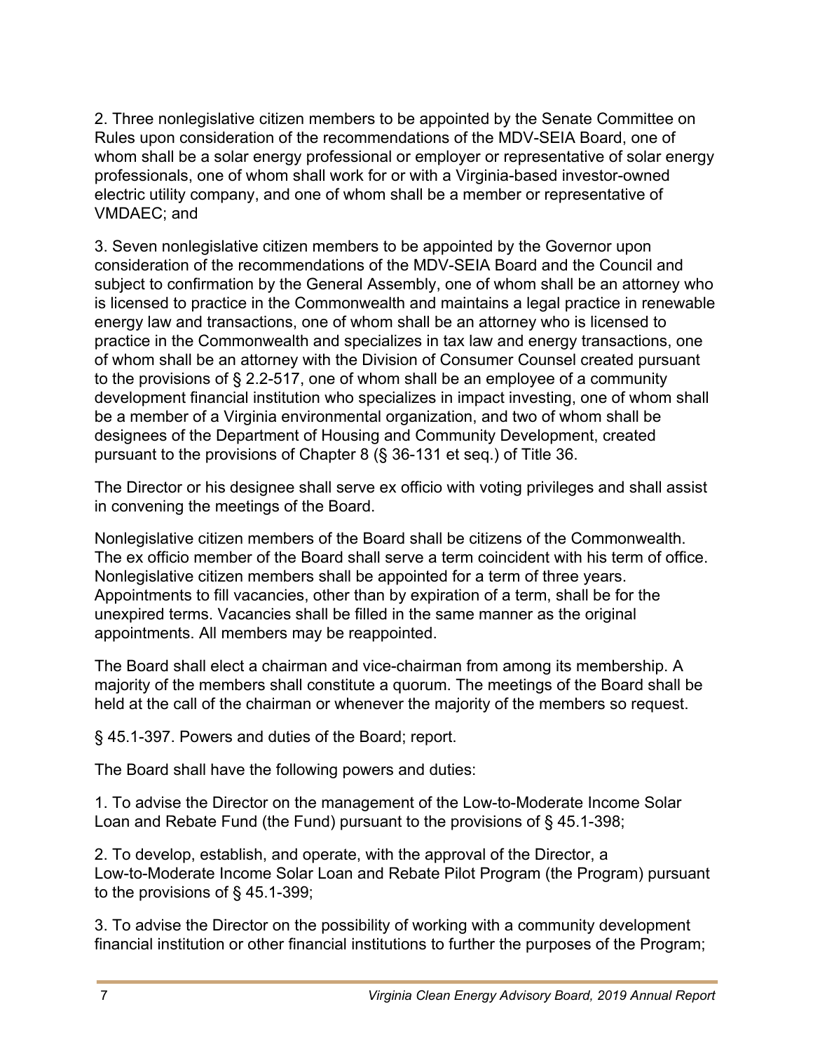2. Three nonlegislative citizen members to be appointed by the Senate Committee on Rules upon consideration of the recommendations of the MDV-SEIA Board, one of whom shall be a solar energy professional or employer or representative of solar energy professionals, one of whom shall work for or with a Virginia-based investor-owned electric utility company, and one of whom shall be a member or representative of VMDAEC; and

3. Seven nonlegislative citizen members to be appointed by the Governor upon consideration of the recommendations of the MDV-SEIA Board and the Council and subject to confirmation by the General Assembly, one of whom shall be an attorney who is licensed to practice in the Commonwealth and maintains a legal practice in renewable energy law and transactions, one of whom shall be an attorney who is licensed to practice in the Commonwealth and specializes in tax law and energy transactions, one of whom shall be an attorney with the Division of Consumer Counsel created pursuant to the provisions of § 2.2-517, one of whom shall be an employee of a community development financial institution who specializes in impact investing, one of whom shall be a member of a Virginia environmental organization, and two of whom shall be designees of the Department of Housing and Community Development, created pursuant to the provisions of Chapter 8 (§ 36-131 et seq.) of Title 36.

The Director or his designee shall serve ex officio with voting privileges and shall assist in convening the meetings of the Board.

Nonlegislative citizen members of the Board shall be citizens of the Commonwealth. The ex officio member of the Board shall serve a term coincident with his term of office. Nonlegislative citizen members shall be appointed for a term of three years. Appointments to fill vacancies, other than by expiration of a term, shall be for the unexpired terms. Vacancies shall be filled in the same manner as the original appointments. All members may be reappointed.

The Board shall elect a chairman and vice-chairman from among its membership. A majority of the members shall constitute a quorum. The meetings of the Board shall be held at the call of the chairman or whenever the majority of the members so request.

§ 45.1-397. Powers and duties of the Board; report.

The Board shall have the following powers and duties:

1. To advise the Director on the management of the Low-to-Moderate Income Solar Loan and Rebate Fund (the Fund) pursuant to the provisions of § 45.1-398;

2. To develop, establish, and operate, with the approval of the Director, a Low-to-Moderate Income Solar Loan and Rebate Pilot Program (the Program) pursuant to the provisions of § 45.1-399;

3. To advise the Director on the possibility of working with a community development financial institution or other financial institutions to further the purposes of the Program;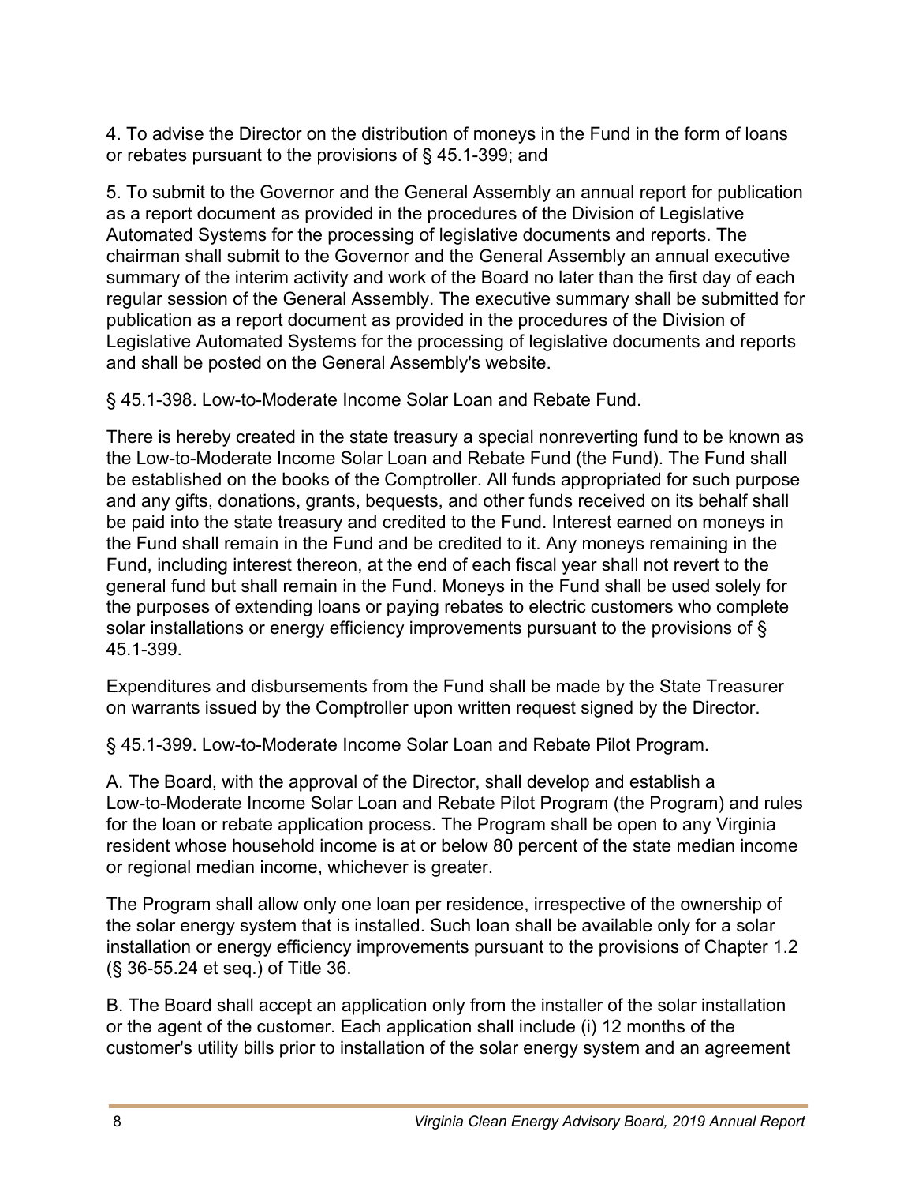4. To advise the Director on the distribution of moneys in the Fund in the form of loans or rebates pursuant to the provisions of § 45.1-399; and

5. To submit to the Governor and the General Assembly an annual report for publication as a report document as provided in the procedures of the Division of Legislative Automated Systems for the processing of legislative documents and reports. The chairman shall submit to the Governor and the General Assembly an annual executive summary of the interim activity and work of the Board no later than the first day of each regular session of the General Assembly. The executive summary shall be submitted for publication as a report document as provided in the procedures of the Division of Legislative Automated Systems for the processing of legislative documents and reports and shall be posted on the General Assembly's website.

§ 45.1-398. Low-to-Moderate Income Solar Loan and Rebate Fund.

There is hereby created in the state treasury a special nonreverting fund to be known as the Low-to-Moderate Income Solar Loan and Rebate Fund (the Fund). The Fund shall be established on the books of the Comptroller. All funds appropriated for such purpose and any gifts, donations, grants, bequests, and other funds received on its behalf shall be paid into the state treasury and credited to the Fund. Interest earned on moneys in the Fund shall remain in the Fund and be credited to it. Any moneys remaining in the Fund, including interest thereon, at the end of each fiscal year shall not revert to the general fund but shall remain in the Fund. Moneys in the Fund shall be used solely for the purposes of extending loans or paying rebates to electric customers who complete solar installations or energy efficiency improvements pursuant to the provisions of § 45.1-399.

Expenditures and disbursements from the Fund shall be made by the State Treasurer on warrants issued by the Comptroller upon written request signed by the Director.

§ 45.1-399. Low-to-Moderate Income Solar Loan and Rebate Pilot Program.

A. The Board, with the approval of the Director, shall develop and establish a Low-to-Moderate Income Solar Loan and Rebate Pilot Program (the Program) and rules for the loan or rebate application process. The Program shall be open to any Virginia resident whose household income is at or below 80 percent of the state median income or regional median income, whichever is greater.

The Program shall allow only one loan per residence, irrespective of the ownership of the solar energy system that is installed. Such loan shall be available only for a solar installation or energy efficiency improvements pursuant to the provisions of Chapter 1.2 (§ 36-55.24 et seq.) of Title 36.

B. The Board shall accept an application only from the installer of the solar installation or the agent of the customer. Each application shall include (i) 12 months of the customer's utility bills prior to installation of the solar energy system and an agreement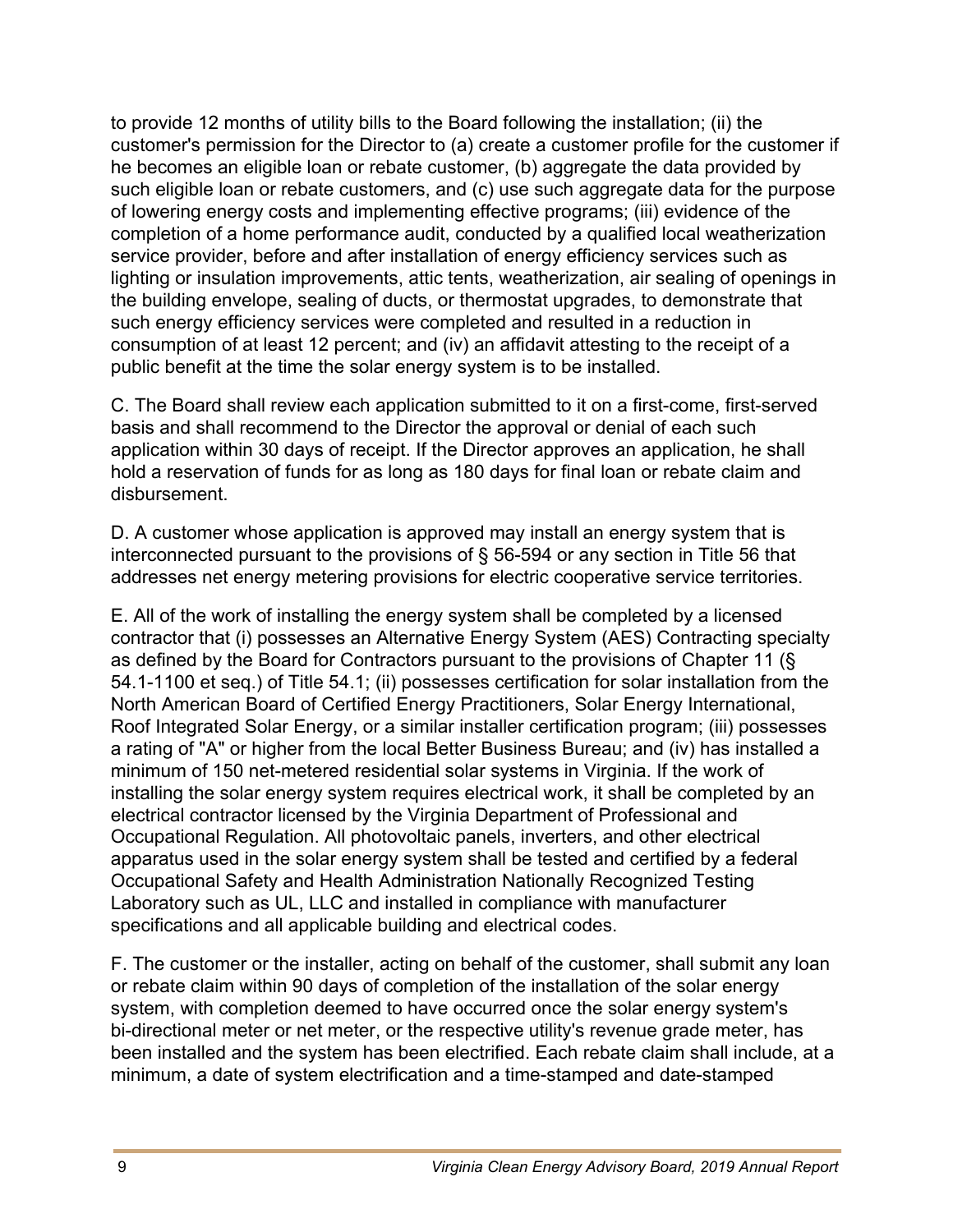to provide 12 months of utility bills to the Board following the installation; (ii) the customer's permission for the Director to (a) create a customer profile for the customer if he becomes an eligible loan or rebate customer, (b) aggregate the data provided by such eligible loan or rebate customers, and (c) use such aggregate data for the purpose of lowering energy costs and implementing effective programs; (iii) evidence of the completion of a home performance audit, conducted by a qualified local weatherization service provider, before and after installation of energy efficiency services such as lighting or insulation improvements, attic tents, weatherization, air sealing of openings in the building envelope, sealing of ducts, or thermostat upgrades, to demonstrate that such energy efficiency services were completed and resulted in a reduction in consumption of at least 12 percent; and (iv) an affidavit attesting to the receipt of a public benefit at the time the solar energy system is to be installed.

C. The Board shall review each application submitted to it on a first-come, first-served basis and shall recommend to the Director the approval or denial of each such application within 30 days of receipt. If the Director approves an application, he shall hold a reservation of funds for as long as 180 days for final loan or rebate claim and disbursement.

D. A customer whose application is approved may install an energy system that is interconnected pursuant to the provisions of § 56-594 or any section in Title 56 that addresses net energy metering provisions for electric cooperative service territories.

E. All of the work of installing the energy system shall be completed by a licensed contractor that (i) possesses an Alternative Energy System (AES) Contracting specialty as defined by the Board for Contractors pursuant to the provisions of Chapter 11 (§ 54.1-1100 et seq.) of Title 54.1; (ii) possesses certification for solar installation from the North American Board of Certified Energy Practitioners, Solar Energy International, Roof Integrated Solar Energy, or a similar installer certification program; (iii) possesses a rating of "A" or higher from the local Better Business Bureau; and (iv) has installed a minimum of 150 net-metered residential solar systems in Virginia. If the work of installing the solar energy system requires electrical work, it shall be completed by an electrical contractor licensed by the Virginia Department of Professional and Occupational Regulation. All photovoltaic panels, inverters, and other electrical apparatus used in the solar energy system shall be tested and certified by a federal Occupational Safety and Health Administration Nationally Recognized Testing Laboratory such as UL, LLC and installed in compliance with manufacturer specifications and all applicable building and electrical codes.

F. The customer or the installer, acting on behalf of the customer, shall submit any loan or rebate claim within 90 days of completion of the installation of the solar energy system, with completion deemed to have occurred once the solar energy system's bi-directional meter or net meter, or the respective utility's revenue grade meter, has been installed and the system has been electrified. Each rebate claim shall include, at a minimum, a date of system electrification and a time-stamped and date-stamped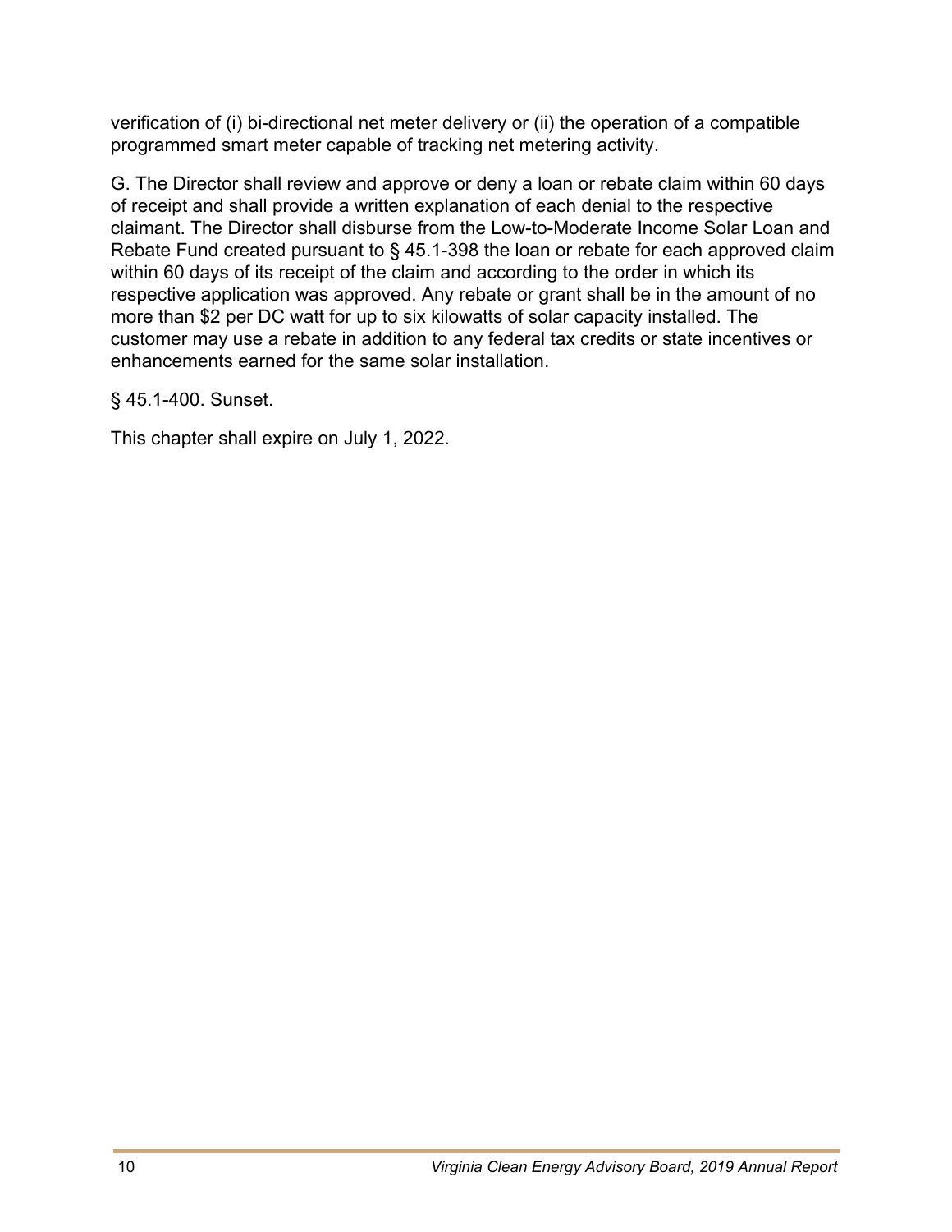verification of (i) bi-directional net meter delivery or (ii) the operation of a compatible programmed smart meter capable of tracking net metering activity.

G. The Director shall review and approve or deny a loan or rebate claim within 60 days of receipt and shall provide a written explanation of each denial to the respective claimant. The Director shall disburse from the Low-to-Moderate Income Solar Loan and Rebate Fund created pursuant to § 45.1-398 the loan or rebate for each approved claim within 60 days of its receipt of the claim and according to the order in which its respective application was approved. Any rebate or grant shall be in the amount of no more than $2 per DC watt for up to six kilowatts of solar capacity installed. The customer may use a rebate in addition to any federal tax credits or state incentives or enhancements earned for the same solar installation.

§ 45.1-400. Sunset.

This chapter shall expire on July 1, 2022.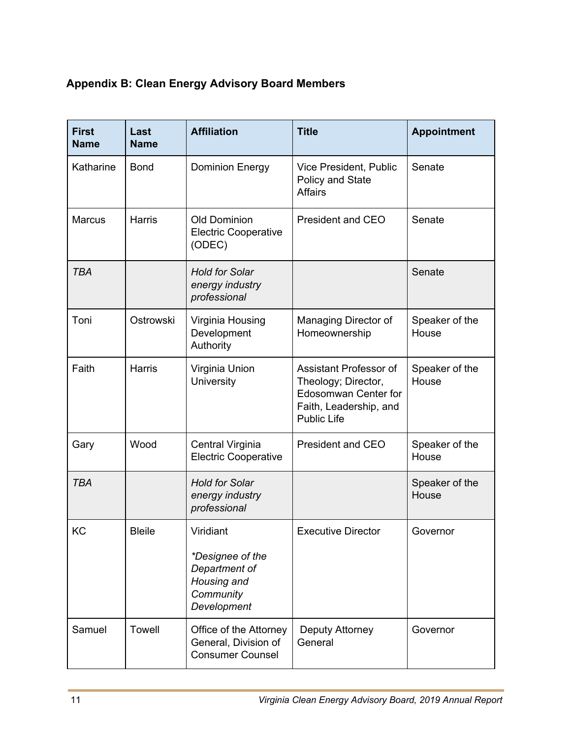## Appendix B: Clean Energy Advisory Board Members

| First Name | Last Name | Affiliation | Title | Appointment |
|---|---|---|---|---|
| Katharine | Bond | Dominion Energy | Vice President, Public Policy and State Affairs | Senate |
| Marcus | Harris | Old Dominion Electric Cooperative (ODEC) | President and CEO | Senate |
| *TBA* | | *Hold for Solar energy industry professional* | | Senate |
| Toni | Ostrowski | Virginia Housing Development Authority | Managing Director of Homeownership | Speaker of the House |
| Faith | Harris | Virginia Union University | Assistant Professor of Theology; Director, Edosomwan Center for Faith, Leadership, and Public Life | Speaker of the House |
| Gary | Wood | Central Virginia Electric Cooperative | President and CEO | Speaker of the House |
| *TBA* | | *Hold for Solar energy industry professional* | | Speaker of the House |
| KC | Bleile | Viridiant *\*Designee of the Department of Housing and Community Development* | Executive Director | Governor |
| Samuel | Towell | Office of the Attorney General, Division of Consumer Counsel | Deputy Attorney General | Governor |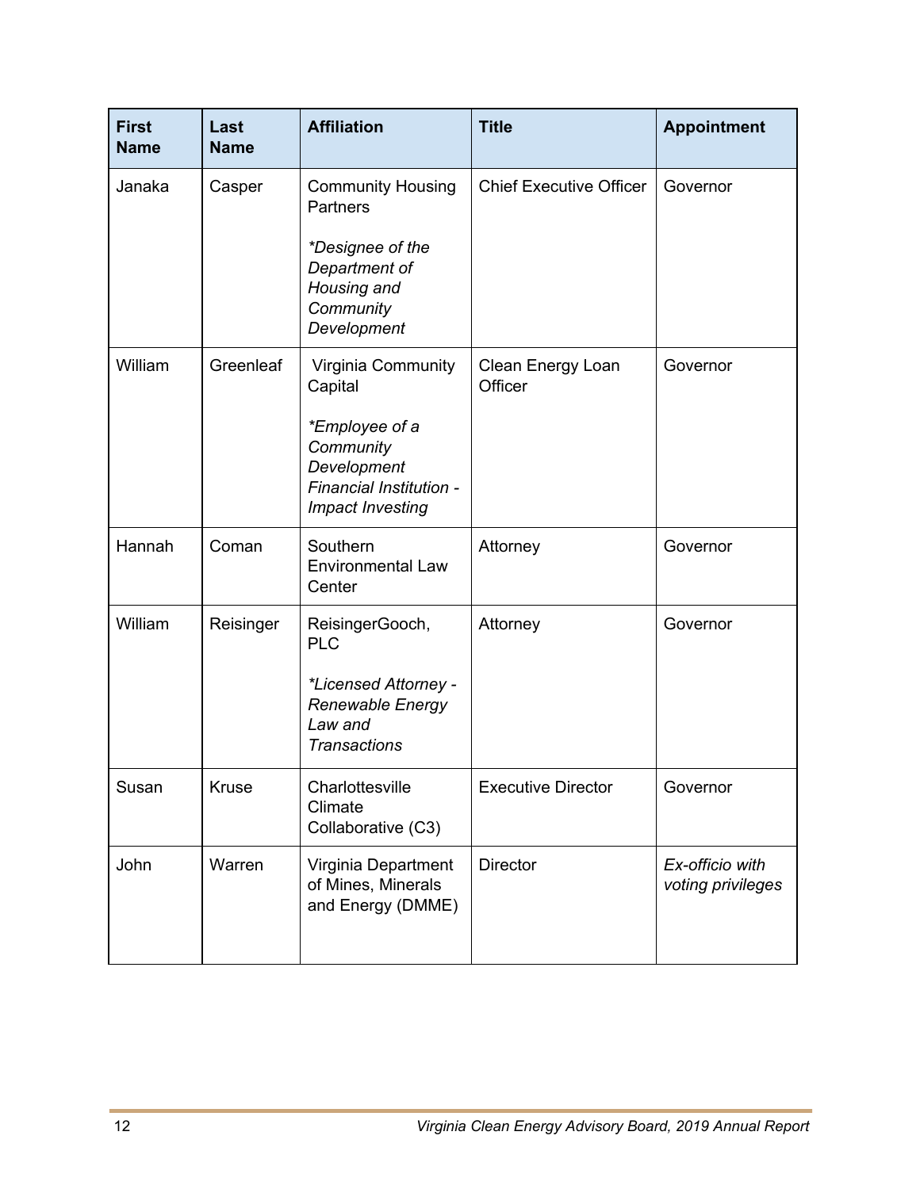| First Name | Last Name | Affiliation | Title | Appointment |
|---|---|---|---|---|
| Janaka | Casper | Community Housing Partners<br><br>*\*Designee of the Department of Housing and Community Development* | Chief Executive Officer | Governor |
| William | Greenleaf | Virginia Community Capital<br><br>*\*Employee of a Community Development Financial Institution - Impact Investing* | Clean Energy Loan Officer | Governor |
| Hannah | Coman | Southern Environmental Law Center | Attorney | Governor |
| William | Reisinger | ReisingerGooch, PLC<br><br>*\*Licensed Attorney - Renewable Energy Law and Transactions* | Attorney | Governor |
| Susan | Kruse | Charlottesville Climate Collaborative (C3) | Executive Director | Governor |
| John | Warren | Virginia Department of Mines, Minerals and Energy (DMME) | Director | *Ex-officio with voting privileges* |